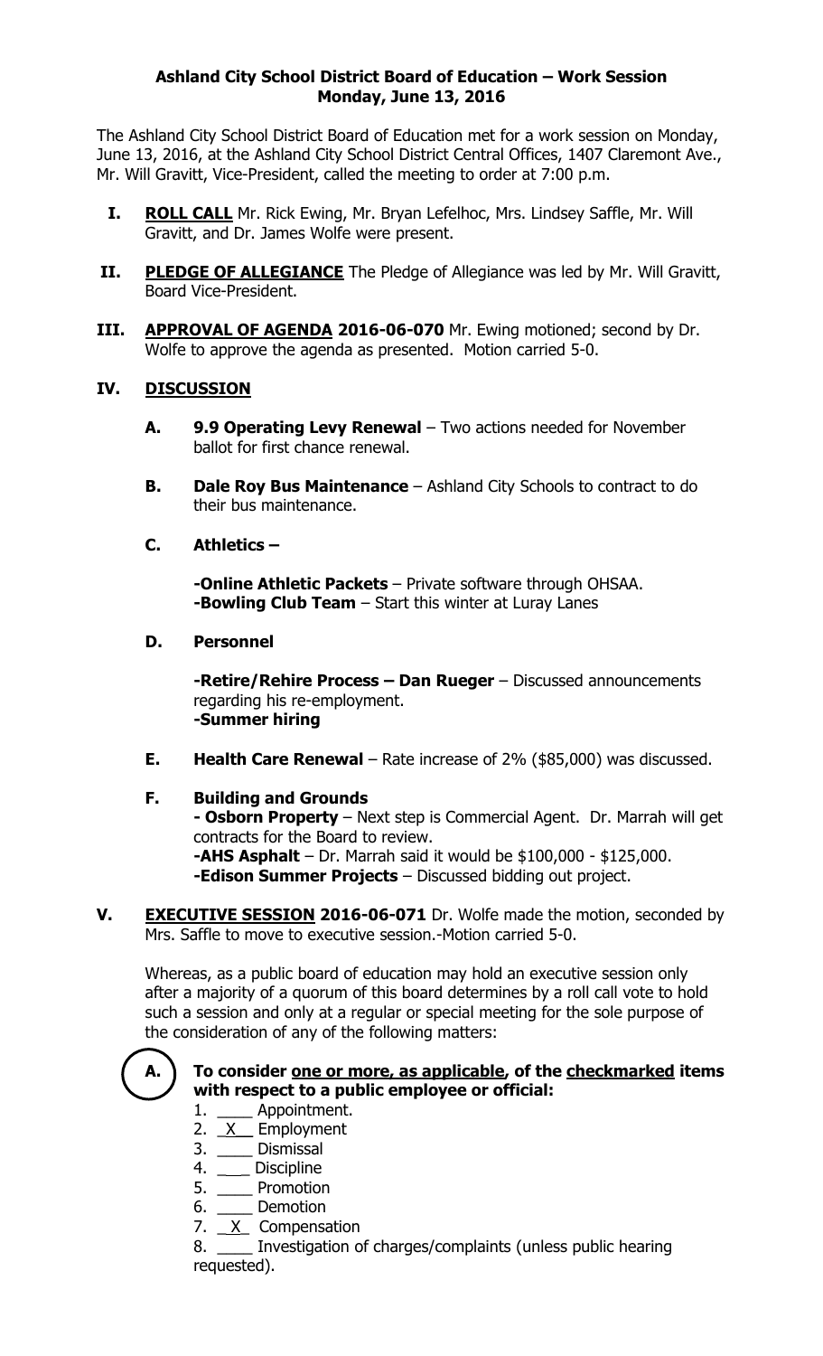**Ashland City School District Board of Education – Work Session**
**Monday, June 13, 2016**

The Ashland City School District Board of Education met for a work session on Monday, June 13, 2016, at the Ashland City School District Central Offices, 1407 Claremont Ave., Mr. Will Gravitt, Vice-President, called the meeting to order at 7:00 p.m.

**I. ROLL CALL** Mr. Rick Ewing, Mr. Bryan Lefelhoc, Mrs. Lindsey Saffle, Mr. Will Gravitt, and Dr. James Wolfe were present.

**II. PLEDGE OF ALLEGIANCE** The Pledge of Allegiance was led by Mr. Will Gravitt, Board Vice-President.

**III. APPROVAL OF AGENDA 2016-06-070** Mr. Ewing motioned; second by Dr. Wolfe to approve the agenda as presented. Motion carried 5-0.

**IV. DISCUSSION**

**A. 9.9 Operating Levy Renewal** – Two actions needed for November ballot for first chance renewal.

**B. Dale Roy Bus Maintenance** – Ashland City Schools to contract to do their bus maintenance.

**C. Athletics –**

**-Online Athletic Packets** – Private software through OHSAA.
**-Bowling Club Team** – Start this winter at Luray Lanes

**D. Personnel**

**-Retire/Rehire Process – Dan Rueger** – Discussed announcements regarding his re-employment.
**-Summer hiring**

**E. Health Care Renewal** – Rate increase of 2% ($85,000) was discussed.

**F. Building and Grounds**
**- Osborn Property** – Next step is Commercial Agent. Dr. Marrah will get contracts for the Board to review.
**-AHS Asphalt** – Dr. Marrah said it would be $100,000 - $125,000.
**-Edison Summer Projects** – Discussed bidding out project.

**V. EXECUTIVE SESSION 2016-06-071** Dr. Wolfe made the motion, seconded by Mrs. Saffle to move to executive session.-Motion carried 5-0.

Whereas, as a public board of education may hold an executive session only after a majority of a quorum of this board determines by a roll call vote to hold such a session and only at a regular or special meeting for the sole purpose of the consideration of any of the following matters:

**A. To consider one or more, as applicable, of the checkmarked items with respect to a public employee or official:**

1. ____ Appointment.
2. _X_ Employment
3. ____ Dismissal
4. ____ Discipline
5. ____ Promotion
6. ____ Demotion
7. _X_ Compensation
8. ____ Investigation of charges/complaints (unless public hearing requested).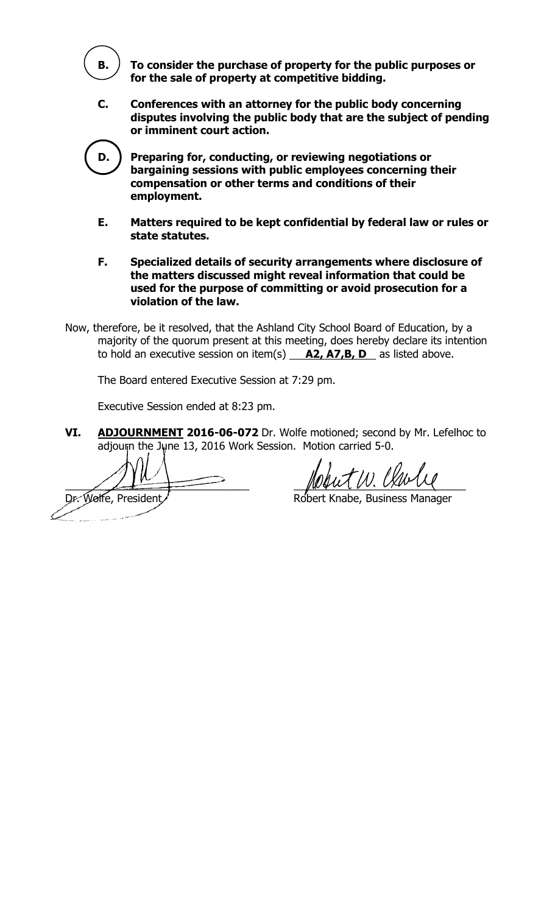**B.** **To consider the purchase of property for the public purposes or for the sale of property at competitive bidding.**

**C.** **Conferences with an attorney for the public body concerning disputes involving the public body that are the subject of pending or imminent court action.**

**D.** **Preparing for, conducting, or reviewing negotiations or bargaining sessions with public employees concerning their compensation or other terms and conditions of their employment.**

**E.** **Matters required to be kept confidential by federal law or rules or state statutes.**

**F.** **Specialized details of security arrangements where disclosure of the matters discussed might reveal information that could be used for the purpose of committing or avoid prosecution for a violation of the law.**

Now, therefore, be it resolved, that the Ashland City School Board of Education, by a majority of the quorum present at this meeting, does hereby declare its intention to hold an executive session on item(s) **A2, A7,B, D** as listed above.

The Board entered Executive Session at 7:29 pm.

Executive Session ended at 8:23 pm.

**VI.** **ADJOURNMENT 2016-06-072** Dr. Wolfe motioned; second by Mr. Lefelhoc to adjourn the June 13, 2016 Work Session. Motion carried 5-0.

Dr. Wolfe, President

Robert Knabe, Business Manager